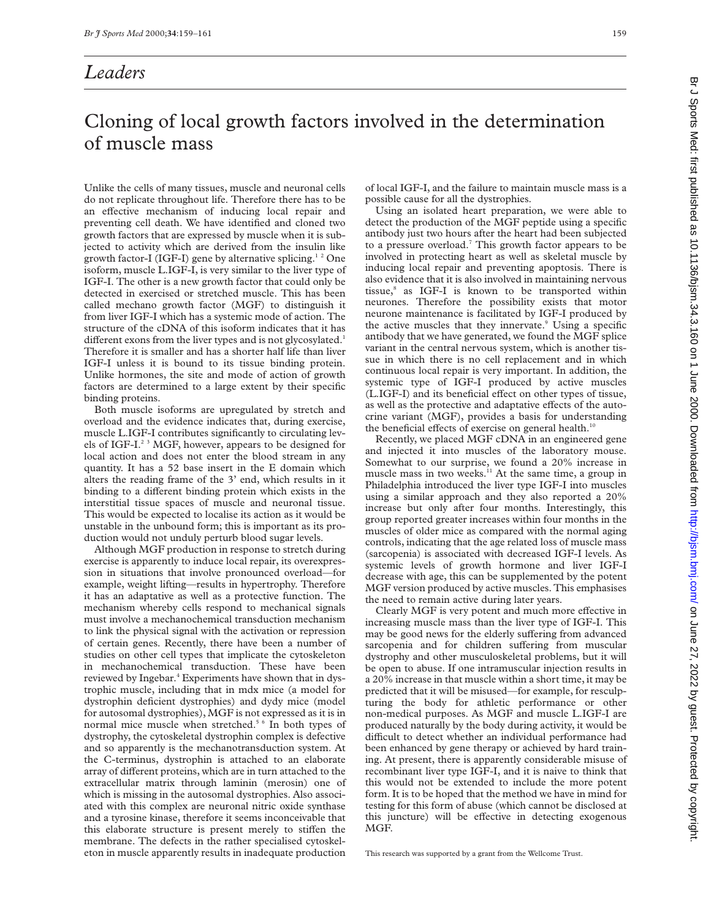# Leaders

## Cloning of local growth factors involved in the determination of muscle mass

Unlike the cells of many tissues, muscle and neuronal cells do not replicate throughout life. Therefore there has to be an effective mechanism of inducing local repair and preventing cell death. We have identified and cloned two growth factors that are expressed by muscle when it is subjected to activity which are derived from the insulin like growth factor-I (IGF-I) gene by alternative splicing.[1,2] One isoform, muscle L.IGF-I, is very similar to the liver type of IGF-I. The other is a new growth factor that could only be detected in exercised or stretched muscle. This has been called mechano growth factor (MGF) to distinguish it from liver IGF-I which has a systemic mode of action. The structure of the cDNA of this isoform indicates that it has different exons from the liver types and is not glycosylated.[1] Therefore it is smaller and has a shorter half life than liver IGF-I unless it is bound to its tissue binding protein. Unlike hormones, the site and mode of action of growth factors are determined to a large extent by their specific binding proteins.

Both muscle isoforms are upregulated by stretch and overload and the evidence indicates that, during exercise, muscle L.IGF-I contributes significantly to circulating levels of IGF-I.[2,3] MGF, however, appears to be designed for local action and does not enter the blood stream in any quantity. It has a 52 base insert in the E domain which alters the reading frame of the 3' end, which results in it binding to a different binding protein which exists in the interstitial tissue spaces of muscle and neuronal tissue. This would be expected to localise its action as it would be unstable in the unbound form; this is important as its production would not unduly perturb blood sugar levels.

Although MGF production in response to stretch during exercise is apparently to induce local repair, its overexpression in situations that involve pronounced overload—for example, weight lifting—results in hypertrophy. Therefore it has an adaptative as well as a protective function. The mechanism whereby cells respond to mechanical signals must involve a mechanochemical transduction mechanism to link the physical signal with the activation or repression of certain genes. Recently, there have been a number of studies on other cell types that implicate the cytoskeleton in mechanochemical transduction. These have been reviewed by Ingebar.[4] Experiments have shown that in dystrophic muscle, including that in mdx mice (a model for dystrophin deficient dystrophies) and dydy mice (model for autosomal dystrophies), MGF is not expressed as it is in normal mice muscle when stretched.[5,6] In both types of dystrophy, the cytoskeletal dystrophin complex is defective and so apparently is the mechanotransduction system. At the C-terminus, dystrophin is attached to an elaborate array of different proteins, which are in turn attached to the extracellular matrix through laminin (merosin) one of which is missing in the autosomal dystrophies. Also associated with this complex are neuronal nitric oxide synthase and a tyrosine kinase, therefore it seems inconceivable that this elaborate structure is present merely to stiffen the membrane. The defects in the rather specialised cytoskeleton in muscle apparently results in inadequate production of local IGF-I, and the failure to maintain muscle mass is a possible cause for all the dystrophies.

Using an isolated heart preparation, we were able to detect the production of the MGF peptide using a specific antibody just two hours after the heart had been subjected to a pressure overload.[7] This growth factor appears to be involved in protecting heart as well as skeletal muscle by inducing local repair and preventing apoptosis. There is also evidence that it is also involved in maintaining nervous tissue,[8] as IGF-I is known to be transported within neurones. Therefore the possibility exists that motor neurone maintenance is facilitated by IGF-I produced by the active muscles that they innervate.[9] Using a specific antibody that we have generated, we found the MGF splice variant in the central nervous system, which is another tissue in which there is no cell replacement and in which continuous local repair is very important. In addition, the systemic type of IGF-I produced by active muscles (L.IGF-I) and its beneficial effect on other types of tissue, as well as the protective and adaptative effects of the autocrine variant (MGF), provides a basis for understanding the beneficial effects of exercise on general health.[10]

Recently, we placed MGF cDNA in an engineered gene and injected it into muscles of the laboratory mouse. Somewhat to our surprise, we found a 20% increase in muscle mass in two weeks.[11] At the same time, a group in Philadelphia introduced the liver type IGF-I into muscles using a similar approach and they also reported a 20% increase but only after four months. Interestingly, this group reported greater increases within four months in the muscles of older mice as compared with the normal aging controls, indicating that the age related loss of muscle mass (sarcopenia) is associated with decreased IGF-I levels. As systemic levels of growth hormone and liver IGF-I decrease with age, this can be supplemented by the potent MGF version produced by active muscles. This emphasises the need to remain active during later years.

Clearly MGF is very potent and much more effective in increasing muscle mass than the liver type of IGF-I. This may be good news for the elderly suffering from advanced sarcopenia and for children suffering from muscular dystrophy and other musculoskeletal problems, but it will be open to abuse. If one intramuscular injection results in a 20% increase in that muscle within a short time, it may be predicted that it will be misused—for example, for resculpturing the body for athletic performance or other non-medical purposes. As MGF and muscle L.IGF-I are produced naturally by the body during activity, it would be difficult to detect whether an individual performance had been enhanced by gene therapy or achieved by hard training. At present, there is apparently considerable misuse of recombinant liver type IGF-I, and it is naive to think that this would not be extended to include the more potent form. It is to be hoped that the method we have in mind for testing for this form of abuse (which cannot be disclosed at this juncture) will be effective in detecting exogenous MGF.

This research was supported by a grant from the Wellcome Trust.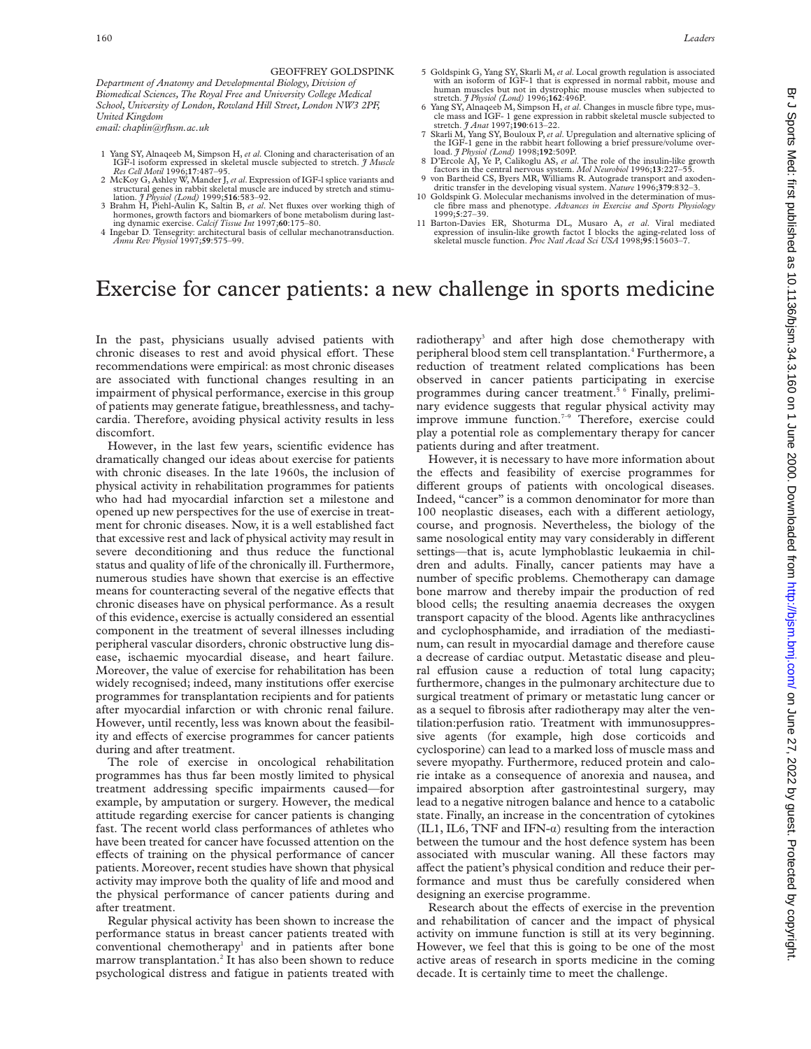GEOFFREY GOLDSPINK

*Department of Anatomy and Developmental Biology, Division of Biomedical Sciences, The Royal Free and University College Medical School, University of London, Rowland Hill Street, London NW3 2PF, United Kingdom*
*email: chaplin@rfhsm.ac.uk*

1 Yang SY, Alnaqeeb M, Simpson H, *et al*. Cloning and characterisation of an IGF-l isoform expressed in skeletal muscle subjected to stretch. *J Muscle Res Cell Motil* 1996;**17**:487–95.
2 McKoy G, Ashley W, Mander J, *et al*. Expression of IGF-l splice variants and structural genes in rabbit skeletal muscle are induced by stretch and stimulation. *J Physiol (Lond)* 1999;**516**:583–92.
3 Brahm H, Piehl-Aulin K, Saltin B, *et al*. Net fluxes over working thigh of hormones, growth factors and biomarkers of bone metabolism during lasting dynamic exercise. *Calcif Tissue Int* 1997;**60**:175–80.
4 Ingebar D. Tensegrity: architectural basis of cellular mechanotransduction. *Annu Rev Physiol* 1997;**59**:575–99.
5 Goldspink G, Yang SY, Skarli M, *et al*. Local growth regulation is associated with an isoform of IGF-1 that is expressed in normal rabbit, mouse and human muscles but not in dystrophic mouse muscles when subjected to stretch. *J Physiol (Lond)* 1996;**162**:496P.
6 Yang SY, Alnaqeeb M, Simpson H, *et al*. Changes in muscle fibre type, muscle mass and IGF- 1 gene expression in rabbit skeletal muscle subjected to stretch. *J Anat* 1997;**190**:613–22.
7 Skarli M, Yang SY, Bouloux P, *et al*. Upregulation and alternative splicing of the IGF-1 gene in the rabbit heart following a brief pressure/volume overload. *J Physiol (Lond)* 1998;**192**:509P.
8 D'Ercole AJ, Ye P, Calikoglu AS, *et al*. The role of the insulin-like growth factors in the central nervous system. *Mol Neurobiol* 1996;**13**:227–55.
9 von Bartheid CS, Byers MR, Williams R. Autograde transport and axodendritic transfer in the developing visual system. *Nature* 1996;**379**:832–3.
10 Goldspink G. Molecular mechanisms involved in the determination of muscle fibre mass and phenotype. *Advances in Exercise and Sports Physiology* 1999;**5**:27–39.
11 Barton-Davies ER, Shoturma DL, Musaro A, *et al*. Viral mediated expression of insulin-like growth factot I blocks the aging-related loss of skeletal muscle function. *Proc Natl Acad Sci USA* 1998;**95**:15603–7.

# Exercise for cancer patients: a new challenge in sports medicine

In the past, physicians usually advised patients with chronic diseases to rest and avoid physical effort. These recommendations were empirical: as most chronic diseases are associated with functional changes resulting in an impairment of physical performance, exercise in this group of patients may generate fatigue, breathlessness, and tachycardia. Therefore, avoiding physical activity results in less discomfort.

However, in the last few years, scientific evidence has dramatically changed our ideas about exercise for patients with chronic diseases. In the late 1960s, the inclusion of physical activity in rehabilitation programmes for patients who had had myocardial infarction set a milestone and opened up new perspectives for the use of exercise in treatment for chronic diseases. Now, it is a well established fact that excessive rest and lack of physical activity may result in severe deconditioning and thus reduce the functional status and quality of life of the chronically ill. Furthermore, numerous studies have shown that exercise is an effective means for counteracting several of the negative effects that chronic diseases have on physical performance. As a result of this evidence, exercise is actually considered an essential component in the treatment of several illnesses including peripheral vascular disorders, chronic obstructive lung disease, ischaemic myocardial disease, and heart failure. Moreover, the value of exercise for rehabilitation has been widely recognised; indeed, many institutions offer exercise programmes for transplantation recipients and for patients after myocardial infarction or with chronic renal failure. However, until recently, less was known about the feasibility and effects of exercise programmes for cancer patients during and after treatment.

The role of exercise in oncological rehabilitation programmes has thus far been mostly limited to physical treatment addressing specific impairments caused—for example, by amputation or surgery. However, the medical attitude regarding exercise for cancer patients is changing fast. The recent world class performances of athletes who have been treated for cancer have focussed attention on the effects of training on the physical performance of cancer patients. Moreover, recent studies have shown that physical activity may improve both the quality of life and mood and the physical performance of cancer patients during and after treatment.

Regular physical activity has been shown to increase the performance status in breast cancer patients treated with conventional chemotherapy[1] and in patients after bone marrow transplantation.[2] It has also been shown to reduce psychological distress and fatigue in patients treated with radiotherapy[3] and after high dose chemotherapy with peripheral blood stem cell transplantation.[4] Furthermore, a reduction of treatment related complications has been observed in cancer patients participating in exercise programmes during cancer treatment.[5 6] Finally, preliminary evidence suggests that regular physical activity may improve immune function.[7–9] Therefore, exercise could play a potential role as complementary therapy for cancer patients during and after treatment.

However, it is necessary to have more information about the effects and feasibility of exercise programmes for different groups of patients with oncological diseases. Indeed, "cancer" is a common denominator for more than 100 neoplastic diseases, each with a different aetiology, course, and prognosis. Nevertheless, the biology of the same nosological entity may vary considerably in different settings—that is, acute lymphoblastic leukaemia in children and adults. Finally, cancer patients may have a number of specific problems. Chemotherapy can damage bone marrow and thereby impair the production of red blood cells; the resulting anaemia decreases the oxygen transport capacity of the blood. Agents like anthracyclines and cyclophosphamide, and irradiation of the mediastinum, can result in myocardial damage and therefore cause a decrease of cardiac output. Metastatic disease and pleural effusion cause a reduction of total lung capacity; furthermore, changes in the pulmonary architecture due to surgical treatment of primary or metastatic lung cancer or as a sequel to fibrosis after radiotherapy may alter the ventilation:perfusion ratio. Treatment with immunosuppressive agents (for example, high dose corticoids and cyclosporine) can lead to a marked loss of muscle mass and severe myopathy. Furthermore, reduced protein and calorie intake as a consequence of anorexia and nausea, and impaired absorption after gastrointestinal surgery, may lead to a negative nitrogen balance and hence to a catabolic state. Finally, an increase in the concentration of cytokines (IL1, IL6, TNF and IFN-$\alpha$) resulting from the interaction between the tumour and the host defence system has been associated with muscular waning. All these factors may affect the patient's physical condition and reduce their performance and must thus be carefully considered when designing an exercise programme.

Research about the effects of exercise in the prevention and rehabilitation of cancer and the impact of physical activity on immune function is still at its very beginning. However, we feel that this is going to be one of the most active areas of research in sports medicine in the coming decade. It is certainly time to meet the challenge.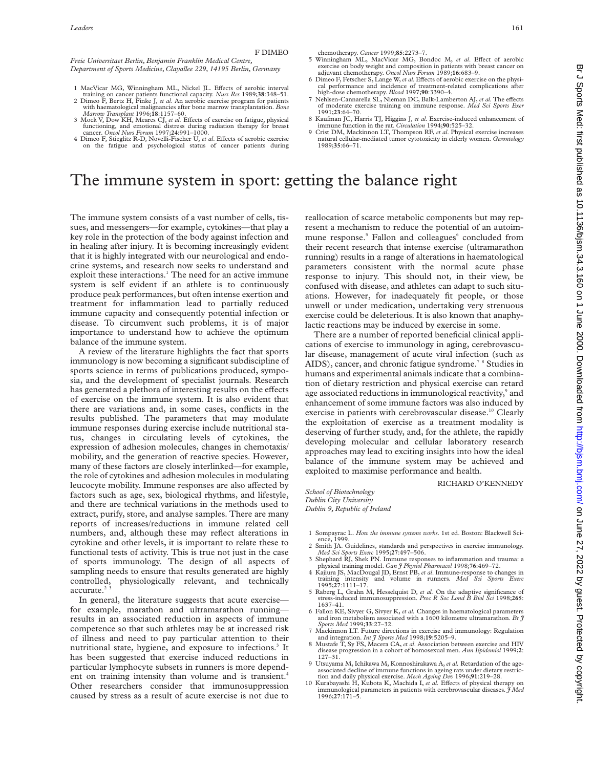F DIMEO

*Freie Universitaet Berlin, Benjamin Franklin Medical Centre, Department of Sports Medicine, Clayallee 229, 14195 Berlin, Germany*

1 MacVicar MG, Winningham ML, Nickel JL. Effects of aerobic interval training on cancer patients functional capacity. *Nurs Res* 1989;**38**:348–51.
2 Dimeo F, Bertz H, Finke J, *et al*. An aerobic exercise program for patients with haematological malignancies after bone marrow transplantation. *Bone Marrow Transplant* 1996;**18**:1157–60.
3 Mock V, Dow KH, Meares CJ, *et al.* Effects of exercise on fatigue, physical functioning, and emotional distress during radiation therapy for breast cancer. *Oncol Nurs Forum* 1997;**24**:991–1000.
4 Dimeo F, Stieglitz R-D, Novelli-Fischer U, *et al*. Effects of aerobic exercise on the fatigue and psychological status of cancer patients during chemotherapy. *Cancer* 1999;**85**:2273–7.
5 Winningham ML, MacVicar MG, Bondoc M, *et al.* Effect of aerobic exercise on body weight and composition in patients with breast cancer on adjuvant chemotherapy. *Oncol Nurs Forum* 1989;**16**:683–9.
6 Dimeo F, Fetscher S, Lange W, *et al*. Effects of aerobic exercise on the physical performance and incidence of treatment-related complications after high-dose chemotherapy. *Blood* 1997;**90**:3390–4.
7 Nehlsen-Cannarella SL, Nieman DC, Balk-Lamberton AJ, *et al.* The effects of moderate exercise training on immune response. *Med Sci Sports Exer* 1991;**23**:64–70.
8 Kaufman JC, Harris TJ, Higgins J, *et al*. Exercise-induced enhancement of immune function in the rat. *Circulation* 1994;**90**:525–32.
9 Crist DM, Mackinnon LT, Thompson RF, *et al*. Physical exercise increases natural cellular-mediated tumor cytotoxicity in elderly women. *Gerontology* 1989;**35**:66–71.

# The immune system in sport: getting the balance right

The immune system consists of a vast number of cells, tissues, and messengers—for example, cytokines—that play a key role in the protection of the body against infection and in healing after injury. It is becoming increasingly evident that it is highly integrated with our neurological and endocrine systems, and research now seeks to understand and exploit these interactions.[1] The need for an active immune system is self evident if an athlete is to continuously produce peak performances, but often intense exertion and treatment for inflammation lead to partially reduced immune capacity and consequently potential infection or disease. To circumvent such problems, it is of major importance to understand how to achieve the optimum balance of the immune system.

A review of the literature highlights the fact that sports immunology is now becoming a significant subdiscipline of sports science in terms of publications produced, symposia, and the development of specialist journals. Research has generated a plethora of interesting results on the effects of exercise on the immune system. It is also evident that there are variations and, in some cases, conflicts in the results published. The parameters that may modulate immune responses during exercise include nutritional status, changes in circulating levels of cytokines, the expression of adhesion molecules, changes in chemotaxis/mobility, and the generation of reactive species. However, many of these factors are closely interlinked—for example, the role of cytokines and adhesion molecules in modulating leucocyte mobility. Immune responses are also affected by factors such as age, sex, biological rhythms, and lifestyle, and there are technical variations in the methods used to extract, purify, store, and analyse samples. There are many reports of increases/reductions in immune related cell numbers, and, although these may reflect alterations in cytokine and other levels, it is important to relate these to functional tests of activity. This is true not just in the case of sports immunology. The design of all aspects of sampling needs to ensure that results generated are highly controlled, physiologically relevant, and technically accurate.[2 3]

In general, the literature suggests that acute exercise—for example, marathon and ultramarathon running—results in an associated reduction in aspects of immune competence so that such athletes may be at increased risk of illness and need to pay particular attention to their nutritional state, hygiene, and exposure to infections.[3] It has been suggested that exercise induced reductions in particular lymphocyte subsets in runners is more dependent on training intensity than volume and is transient.[4] Other researchers consider that immunosuppression caused by stress as a result of acute exercise is not due to reallocation of scarce metabolic components but may represent a mechanism to reduce the potential of an autoimmune response.[5] Fallon and colleagues[6] concluded from their recent research that intense exercise (ultramarathon running) results in a range of alterations in haematological parameters consistent with the normal acute phase response to injury. This should not, in their view, be confused with disease, and athletes can adapt to such situations. However, for inadequately fit people, or those unwell or under medication, undertaking very strenuous exercise could be deleterious. It is also known that anaphylactic reactions may be induced by exercise in some.

There are a number of reported beneficial clinical applications of exercise to immunology in aging, cerebrovascular disease, management of acute viral infection (such as AIDS), cancer, and chronic fatigue syndrome.[7 8] Studies in humans and experimental animals indicate that a combination of dietary restriction and physical exercise can retard age associated reductions in immunological reactivity,[9] and enhancement of some immune factors was also induced by exercise in patients with cerebrovascular disease.[10] Clearly the exploitation of exercise as a treatment modality is deserving of further study, and, for the athlete, the rapidly developing molecular and cellular laboratory research approaches may lead to exciting insights into how the ideal balance of the immune system may be achieved and exploited to maximise performance and health.

RICHARD O'KENNEDY

*School of Biotechnology*
*Dublin City University*
*Dublin 9, Republic of Ireland*

1 Sompayrac L. *How the immune systems works*. 1st ed. Boston: Blackwell Science, 1999.
2 Smith JA. Guidelines, standards and perspectives in exercise immunology. *Med Sci Sports Exerc* 1995;**27**:497–506.
3 Shephard RJ, Shek PN. Immune responses to inflammation and trauma: a physical training model. *Can J Physiol Pharmacol* 1998;**76**:469–72.
4 Kajiura JS, MacDougal JD, Ernst PB, *et al*. Immune-response to changes in training intensity and volume in runners. *Med Sci Sports Exerc* 1995;**27**:1111–17.
5 Raberg L, Grahn M, Hesselquist D, *et al.* On the adaptive significance of stress-induced immunosuppression. *Proc R Soc Lond B Biol Sci* 1998;**265**: 1637–41.
6 Fallon KE, Sivyer G, Sivyer K, *et al.* Changes in haematological parameters and iron metabolism associated with a 1600 kilometre ultramarathon. *Br J Sports Med* 1999;**33**:27–32.
7 Mackinnon LT. Future directions in exercise and immunology: Regulation and integration. *Int J Sports Med* 1998;**19**:5205–9.
8 Mustafe T, Sy FS, Macera CA, *et al*. Association between exercise and HIV disease progression in a cohort of homosexual men. *Ann Epidemiol* 1999;**2**: 127–31.
9 Utsuyama M, Ichikawa M, Konnoshirakawa A, *et al.* Retardation of the age-associated decline of immune functions in ageing rats under dietary restriction and daily physical exercise. *Mech Ageing Dev* 1996;**91**:219–28.
10 Kurabayashi H, Kubota K, Machida I, *et al.* Effects of physical therapy on immunological parameters in patients with cerebrovascular diseases. *J Med* 1996;**27**:171–5.